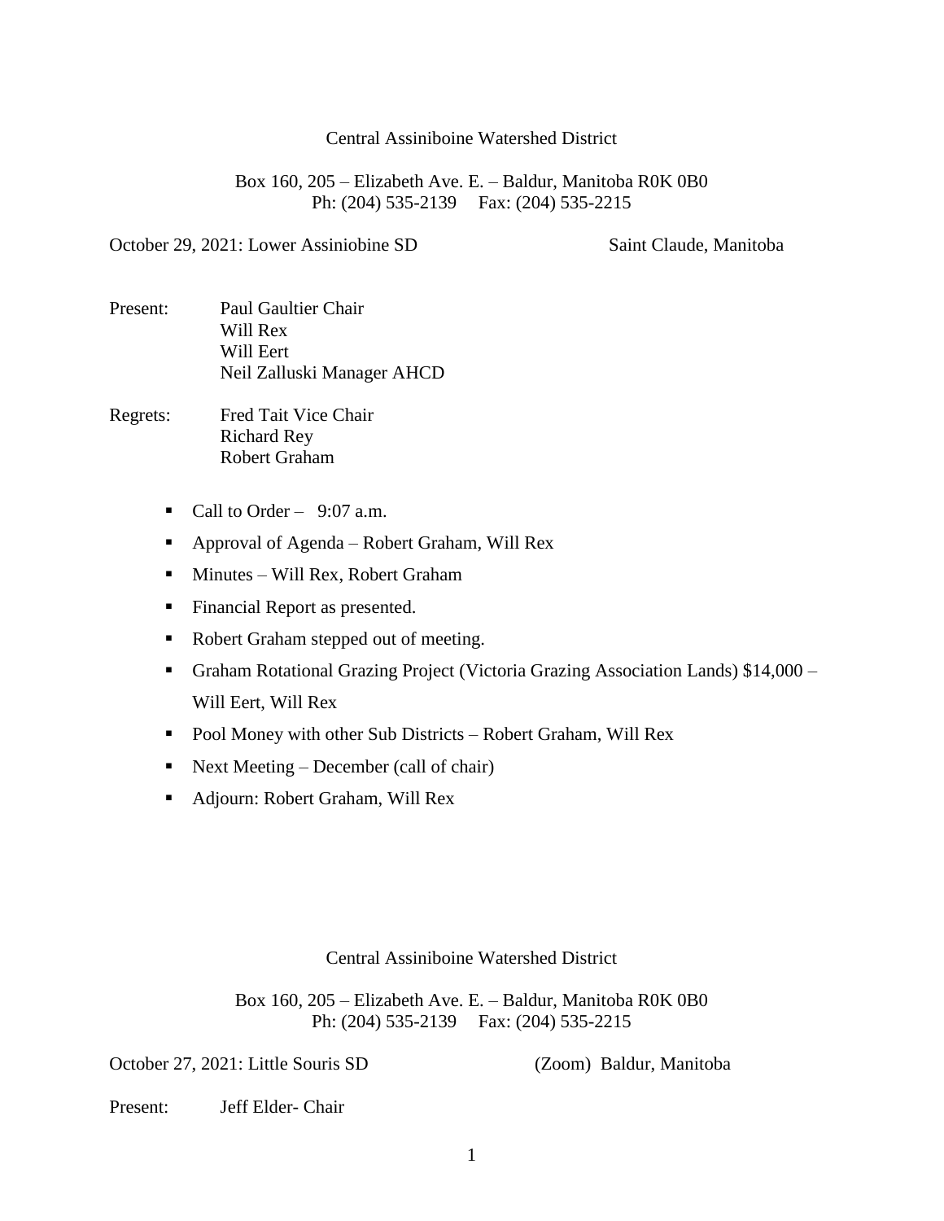Central Assiniboine Watershed District

Box 160, 205 – Elizabeth Ave. E. – Baldur, Manitoba R0K 0B0
Ph: (204) 535-2139 Fax: (204) 535-2215

October 29, 2021: Lower Assiniobine SD Saint Claude, Manitoba

Present: Paul Gaultier Chair
Will Rex
Will Eert
Neil Zalluski Manager AHCD

Regrets: Fred Tait Vice Chair
Richard Rey
Robert Graham

- Call to Order – 9:07 a.m.
- Approval of Agenda – Robert Graham, Will Rex
- Minutes – Will Rex, Robert Graham
- Financial Report as presented.
- Robert Graham stepped out of meeting.
- Graham Rotational Grazing Project (Victoria Grazing Association Lands) $14,000 – Will Eert, Will Rex
- Pool Money with other Sub Districts – Robert Graham, Will Rex
- Next Meeting – December (call of chair)
- Adjourn: Robert Graham, Will Rex

Central Assiniboine Watershed District

Box 160, 205 – Elizabeth Ave. E. – Baldur, Manitoba R0K 0B0
Ph: (204) 535-2139 Fax: (204) 535-2215

October 27, 2021: Little Souris SD (Zoom) Baldur, Manitoba

Present: Jeff Elder- Chair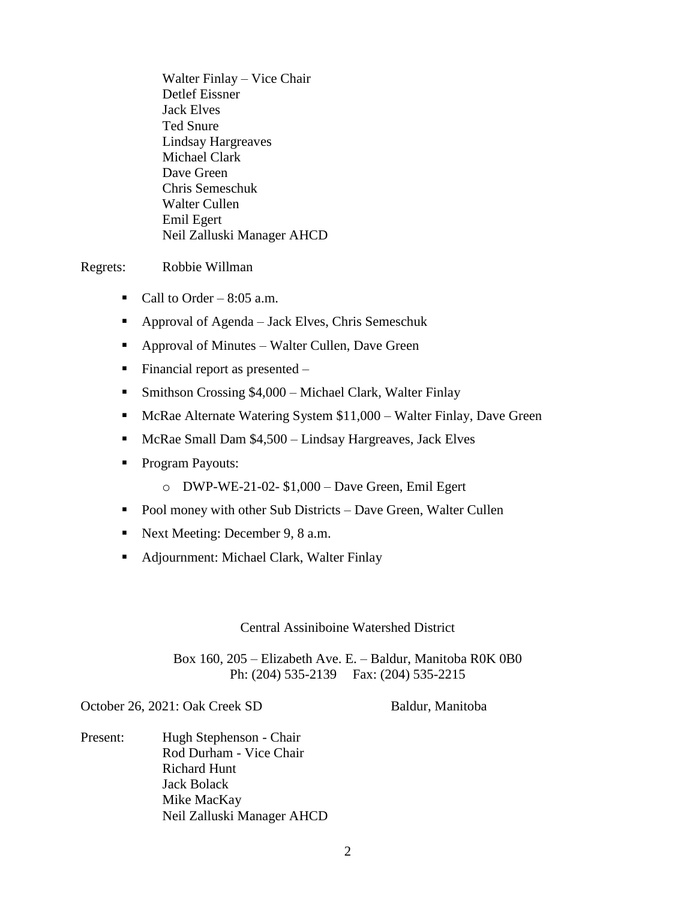Walter Finlay – Vice Chair
Detlef Eissner
Jack Elves
Ted Snure
Lindsay Hargreaves
Michael Clark
Dave Green
Chris Semeschuk
Walter Cullen
Emil Egert
Neil Zalluski Manager AHCD

Regrets: Robbie Willman

- Call to Order – 8:05 a.m.
- Approval of Agenda – Jack Elves, Chris Semeschuk
- Approval of Minutes – Walter Cullen, Dave Green
- Financial report as presented –
- Smithson Crossing $4,000 – Michael Clark, Walter Finlay
- McRae Alternate Watering System $11,000 – Walter Finlay, Dave Green
- McRae Small Dam $4,500 – Lindsay Hargreaves, Jack Elves
- Program Payouts:
    - DWP-WE-21-02- $1,000 – Dave Green, Emil Egert
- Pool money with other Sub Districts – Dave Green, Walter Cullen
- Next Meeting: December 9, 8 a.m.
- Adjournment: Michael Clark, Walter Finlay

Central Assiniboine Watershed District

Box 160, 205 – Elizabeth Ave. E. – Baldur, Manitoba R0K 0B0
Ph: (204) 535-2139 Fax: (204) 535-2215

October 26, 2021: Oak Creek SD Baldur, Manitoba

Present: Hugh Stephenson - Chair
Rod Durham - Vice Chair
Richard Hunt
Jack Bolack
Mike MacKay
Neil Zalluski Manager AHCD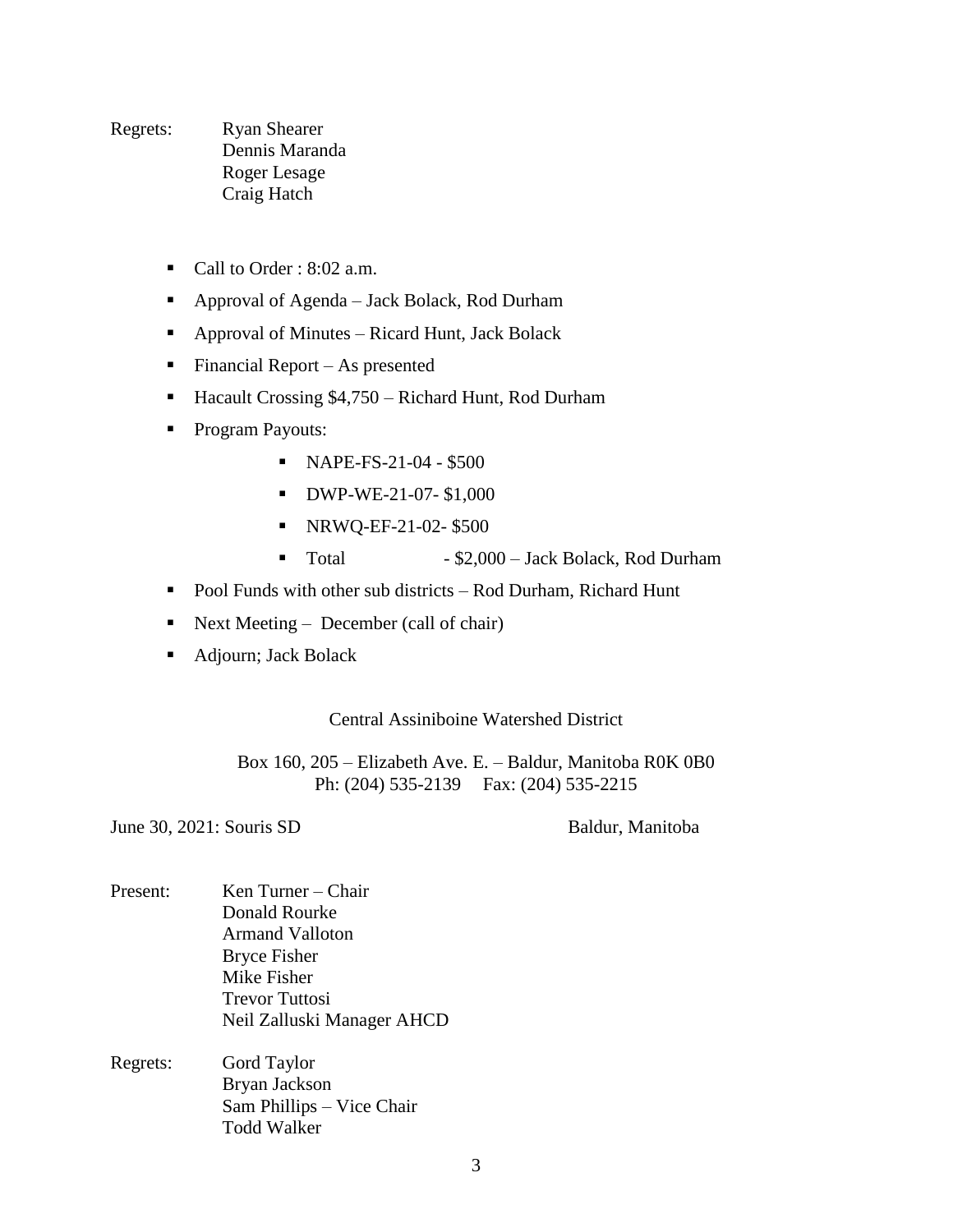Regrets: Ryan Shearer
Dennis Maranda
Roger Lesage
Craig Hatch

- Call to Order : 8:02 a.m.
- Approval of Agenda – Jack Bolack, Rod Durham
- Approval of Minutes – Ricard Hunt, Jack Bolack
- Financial Report – As presented
- Hacault Crossing $4,750 – Richard Hunt, Rod Durham
- Program Payouts:
  - NAPE-FS-21-04 - $500
  - DWP-WE-21-07- $1,000
  - NRWQ-EF-21-02- $500
  - Total - $2,000 – Jack Bolack, Rod Durham
- Pool Funds with other sub districts – Rod Durham, Richard Hunt
- Next Meeting – December (call of chair)
- Adjourn; Jack Bolack

Central Assiniboine Watershed District

Box 160, 205 – Elizabeth Ave. E. – Baldur, Manitoba R0K 0B0
Ph: (204) 535-2139 Fax: (204) 535-2215

June 30, 2021: Souris SD Baldur, Manitoba

Present: Ken Turner – Chair
Donald Rourke
Armand Valloton
Bryce Fisher
Mike Fisher
Trevor Tuttosi
Neil Zalluski Manager AHCD

Regrets: Gord Taylor
Bryan Jackson
Sam Phillips – Vice Chair
Todd Walker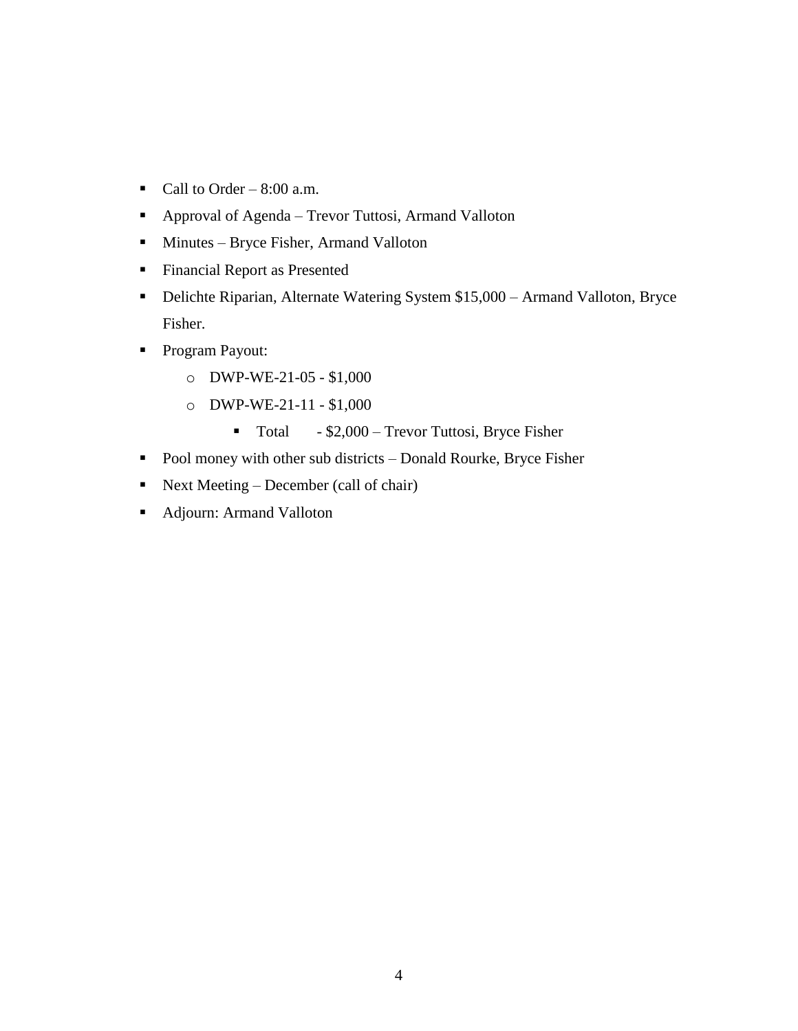- Call to Order – 8:00 a.m.
- Approval of Agenda – Trevor Tuttosi, Armand Valloton
- Minutes – Bryce Fisher, Armand Valloton
- Financial Report as Presented
- Delichte Riparian, Alternate Watering System $15,000 – Armand Valloton, Bryce Fisher.
- Program Payout:
  - DWP-WE-21-05 - $1,000
  - DWP-WE-21-11 - $1,000
    - Total - $2,000 – Trevor Tuttosi, Bryce Fisher
- Pool money with other sub districts – Donald Rourke, Bryce Fisher
- Next Meeting – December (call of chair)
- Adjourn: Armand Valloton